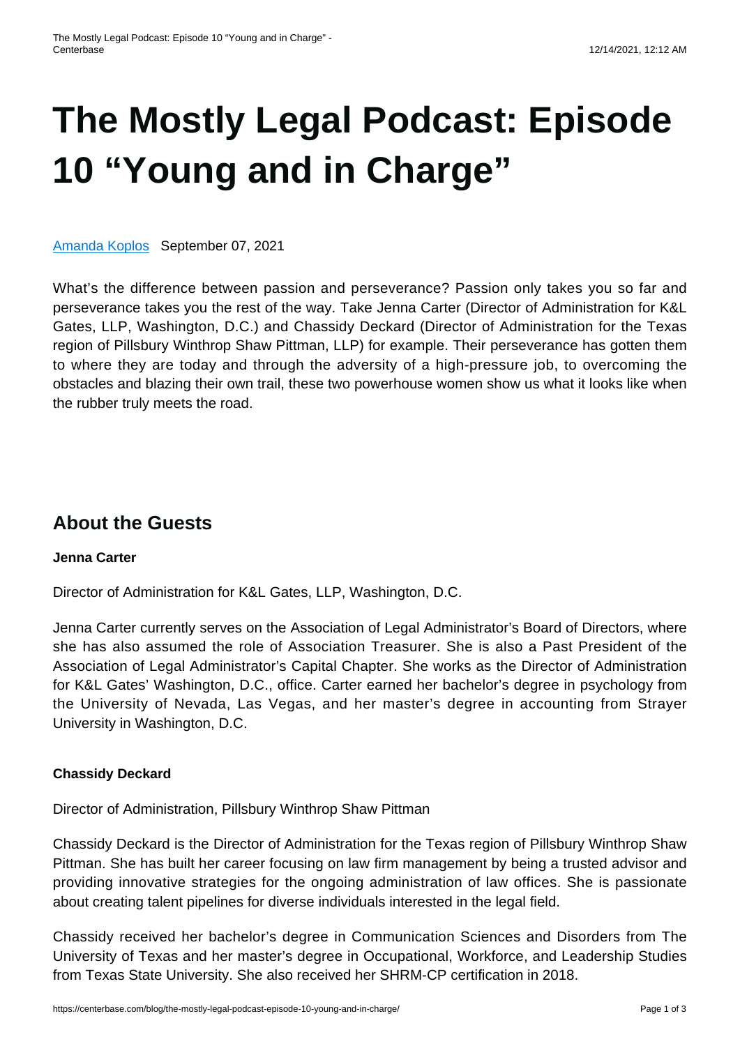# The Mostly Legal Podcast: Episode 10 "Young and in Charge"

[Amanda Koplos](#) September 07, 2021

What's the difference between passion and perseverance? Passion only takes you so far and perseverance takes you the rest of the way. Take Jenna Carter (Director of Administration for K&L Gates, LLP, Washington, D.C.) and Chassidy Deckard (Director of Administration for the Texas region of Pillsbury Winthrop Shaw Pittman, LLP) for example. Their perseverance has gotten them to where they are today and through the adversity of a high-pressure job, to overcoming the obstacles and blazing their own trail, these two powerhouse women show us what it looks like when the rubber truly meets the road.

## About the Guests

**Jenna Carter**

Director of Administration for K&L Gates, LLP, Washington, D.C.

Jenna Carter currently serves on the Association of Legal Administrator's Board of Directors, where she has also assumed the role of Association Treasurer. She is also a Past President of the Association of Legal Administrator's Capital Chapter. She works as the Director of Administration for K&L Gates' Washington, D.C., office. Carter earned her bachelor's degree in psychology from the University of Nevada, Las Vegas, and her master's degree in accounting from Strayer University in Washington, D.C.

**Chassidy Deckard**

Director of Administration, Pillsbury Winthrop Shaw Pittman

Chassidy Deckard is the Director of Administration for the Texas region of Pillsbury Winthrop Shaw Pittman. She has built her career focusing on law firm management by being a trusted advisor and providing innovative strategies for the ongoing administration of law offices. She is passionate about creating talent pipelines for diverse individuals interested in the legal field.

Chassidy received her bachelor's degree in Communication Sciences and Disorders from The University of Texas and her master's degree in Occupational, Workforce, and Leadership Studies from Texas State University. She also received her SHRM-CP certification in 2018.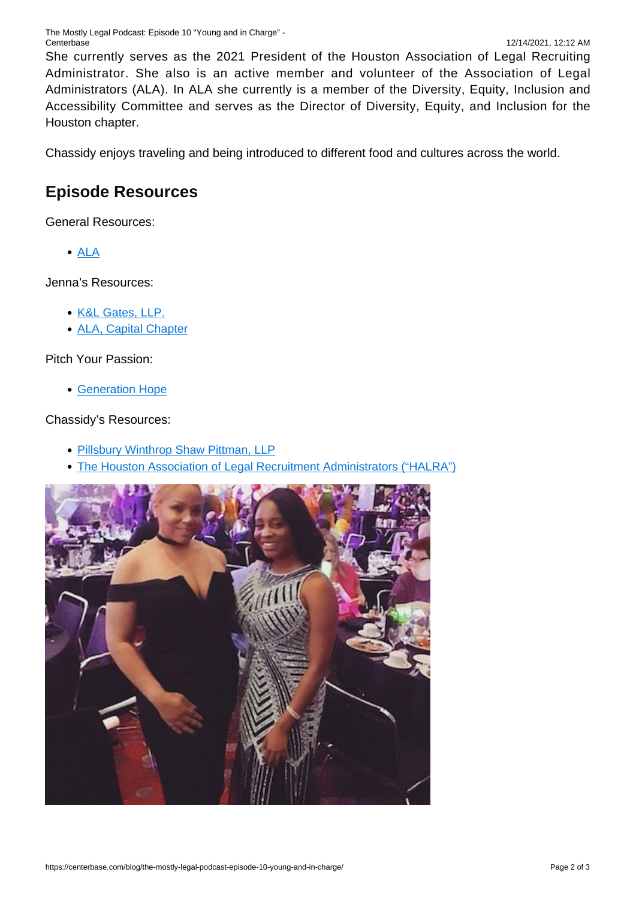She currently serves as the 2021 President of the Houston Association of Legal Recruiting Administrator. She also is an active member and volunteer of the Association of Legal Administrators (ALA). In ALA she currently is a member of the Diversity, Equity, Inclusion and Accessibility Committee and serves as the Director of Diversity, Equity, and Inclusion for the Houston chapter.

Chassidy enjoys traveling and being introduced to different food and cultures across the world.

## Episode Resources

General Resources:

- ALA

Jenna's Resources:

- K&L Gates, LLP.
- ALA, Capital Chapter

Pitch Your Passion:

- Generation Hope

Chassidy's Resources:

- Pillsbury Winthrop Shaw Pittman, LLP
- The Houston Association of Legal Recruitment Administrators ("HALRA")